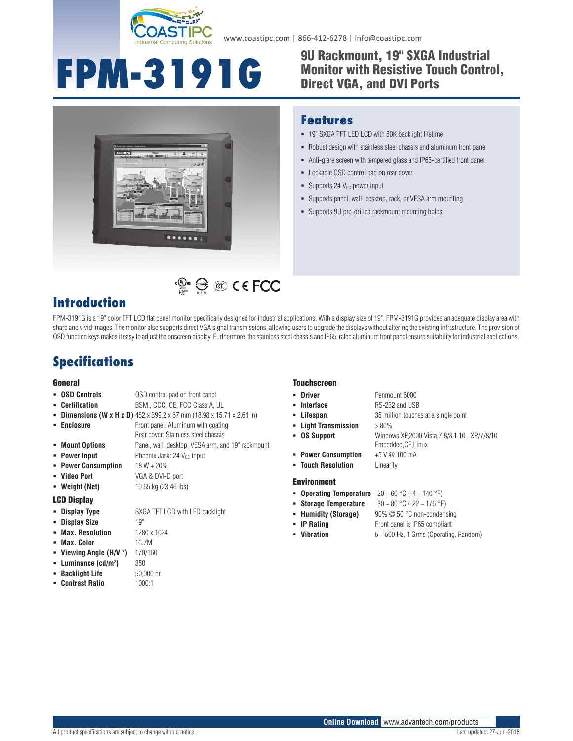www.coastipc.com | 866-412-6278 | info@coastipc.com

# FPM-3191G

## 9U Rackmount, 19" SXGA Industrial Monitor with Resistive Touch Control, Direct VGA, and DVI Ports

## Features

- 19" SXGA TFT LED LCD with 50K backlight lifetime
- Robust design with stainless steel chassis and aluminum front panel
- Anti-glare screen with tempered glass and IP65-certified front panel
- Lockable OSD control pad on rear cover
- Supports 24 $V_{DC}$ power input
- Supports panel, wall, desktop, rack, or VESA arm mounting
- Supports 9U pre-drilled rackmount mounting holes

## Introduction

FPM-3191G is a 19" color TFT LCD flat panel monitor specifically designed for industrial applications. With a display size of 19", FPM-3191G provides an adequate display area with sharp and vivid images. The monitor also supports direct VGA signal transmissions, allowing users to upgrade the displays without altering the existing infrastructure. The provision of OSD function keys makes it easy to adjust the onscreen display. Furthermore, the stainless steel chassis and IP65-rated aluminum front panel ensure suitability for industrial applications.

## Specifications

### General

- **OSD Controls**: OSD control pad on front panel
- **Certification**: BSMI, CCC, CE, FCC Class A, UL
- **Dimensions (W x H x D)**: 482 x 399.2 x 67 mm (18.98 x 15.71 x 2.64 in)
- **Enclosure**: Front panel: Aluminum with coating; Rear cover: Stainless steel chassis
- **Mount Options**: Panel, wall, desktop, VESA arm, and 19" rackmount
- **Power Input**: Phoenix Jack: 24 $V_{DC}$ input
- **Power Consumption**: 18 W + 20%
- **Video Port**: VGA & DVI-D port
- **Weight (Net)**: 10.65 kg (23.46 lbs)

### LCD Display

- **Display Type**: SXGA TFT LCD with LED backlight
- **Display Size**: 19"
- **Max. Resolution**: 1280 x 1024
- **Max. Color**: 16.7M
- **Viewing Angle (H/V °)**: 170/160
- **Luminance (cd/m²)**: 350
- **Backlight Life**: 50,000 hr
- **Contrast Ratio**: 1000:1

### Touchscreen

- **Driver**: Penmount 6000
- **Interface**: RS-232 and USB
- **Lifespan**: 35 million touches at a single point
- **Light Transmission**: > 80%
- **OS Support**: Windows XP,2000,Vista,7,8/8.1,10 , XP/7/8/10 Embedded,CE,Linux
- **Power Consumption**: +5 V @ 100 mA
- **Touch Resolution**: Linearity

### Environment

- **Operating Temperature**: -20 ~ 60 °C (-4 ~ 140 °F)
- **Storage Temperature**: -30 ~ 80 °C (-22 ~ 176 °F)
- **Humidity (Storage)**: 90% @ 50 °C non-condensing
- **IP Rating**: Front panel is IP65 compliant
- **Vibration**: 5 ~ 500 Hz, 1 Grms (Operating, Random)

**Online Download** www.advantech.com/products

All product specifications are subject to change without notice. Last updated: 27-Jun-2018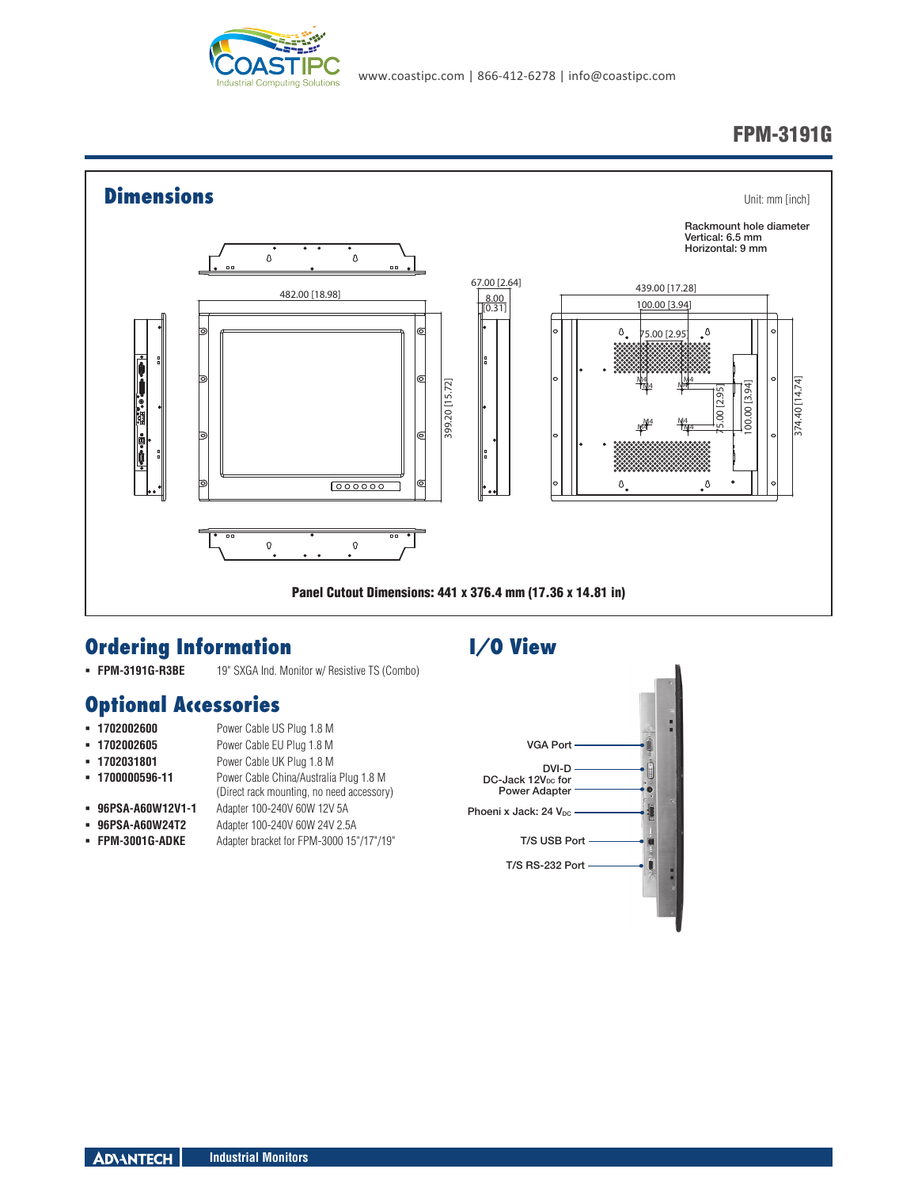# FPM-3191G

## Dimensions

Unit: mm [inch]

Rackmount hole diameter
Vertical: 6.5 mm
Horizontal: 9 mm

482.00 [18.98]
399.20 [15.72]
67.00 [2.64]
8.00 [0.31]
439.00 [17.28]
100.00 [3.94]
75.00 [2.95]
M4
75.00 [2.95]
100.00 [3.94]
374.40 [14.74]

**Panel Cutout Dimensions: 441 x 376.4 mm (17.36 x 14.81 in)**

## Ordering Information

- **FPM-3191G-R3BE** 19" SXGA Ind. Monitor w/ Resistive TS (Combo)

## Optional Accessories

- **1702002600** Power Cable US Plug 1.8 M
- **1702002605** Power Cable EU Plug 1.8 M
- **1702031801** Power Cable UK Plug 1.8 M
- **1700000596-11** Power Cable China/Australia Plug 1.8 M (Direct rack mounting, no need accessory)
- **96PSA-A60W12V1-1** Adapter 100-240V 60W 12V 5A
- **96PSA-A60W24T2** Adapter 100-240V 60W 24V 2.5A
- **FPM-3001G-ADKE** Adapter bracket for FPM-3000 15"/17"/19"

## I/O View

VGA Port
DVI-D
DC-Jack $12V_{DC}$ for Power Adapter
Phoeni x Jack: $24 V_{DC}$
T/S USB Port
T/S RS-232 Port